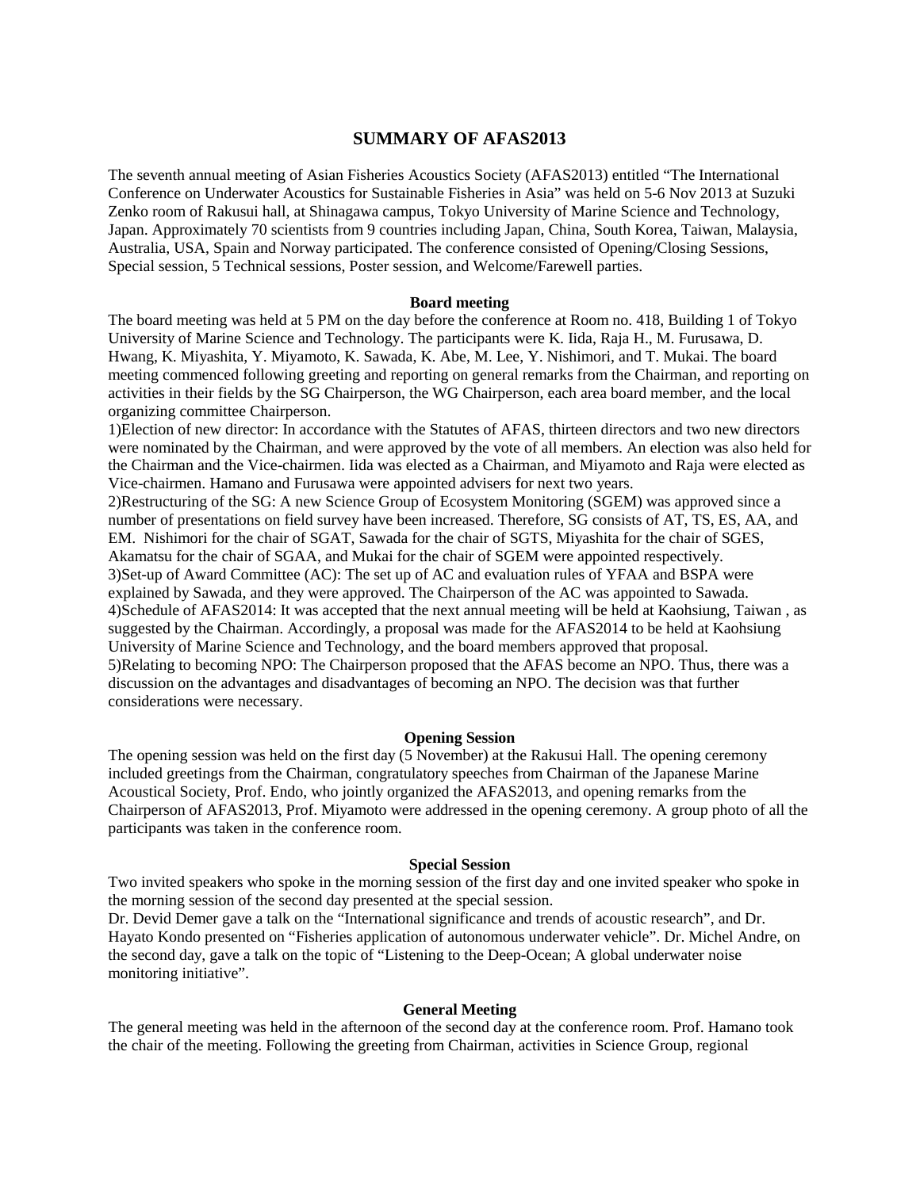# SUMMARY OF AFAS2013

The seventh annual meeting of Asian Fisheries Acoustics Society (AFAS2013) entitled "The International Conference on Underwater Acoustics for Sustainable Fisheries in Asia" was held on 5-6 Nov 2013 at Suzuki Zenko room of Rakusui hall, at Shinagawa campus, Tokyo University of Marine Science and Technology, Japan. Approximately 70 scientists from 9 countries including Japan, China, South Korea, Taiwan, Malaysia, Australia, USA, Spain and Norway participated. The conference consisted of Opening/Closing Sessions, Special session, 5 Technical sessions, Poster session, and Welcome/Farewell parties.

### Board meeting

The board meeting was held at 5 PM on the day before the conference at Room no. 418, Building 1 of Tokyo University of Marine Science and Technology. The participants were K. Iida, Raja H., M. Furusawa, D. Hwang, K. Miyashita, Y. Miyamoto, K. Sawada, K. Abe, M. Lee, Y. Nishimori, and T. Mukai. The board meeting commenced following greeting and reporting on general remarks from the Chairman, and reporting on activities in their fields by the SG Chairperson, the WG Chairperson, each area board member, and the local organizing committee Chairperson.

1)Election of new director: In accordance with the Statutes of AFAS, thirteen directors and two new directors were nominated by the Chairman, and were approved by the vote of all members. An election was also held for the Chairman and the Vice-chairmen. Iida was elected as a Chairman, and Miyamoto and Raja were elected as Vice-chairmen. Hamano and Furusawa were appointed advisers for next two years.

2)Restructuring of the SG: A new Science Group of Ecosystem Monitoring (SGEM) was approved since a number of presentations on field survey have been increased. Therefore, SG consists of AT, TS, ES, AA, and EM. Nishimori for the chair of SGAT, Sawada for the chair of SGTS, Miyashita for the chair of SGES, Akamatsu for the chair of SGAA, and Mukai for the chair of SGEM were appointed respectively.

3)Set-up of Award Committee (AC): The set up of AC and evaluation rules of YFAA and BSPA were explained by Sawada, and they were approved. The Chairperson of the AC was appointed to Sawada.

4)Schedule of AFAS2014: It was accepted that the next annual meeting will be held at Kaohsiung, Taiwan , as suggested by the Chairman. Accordingly, a proposal was made for the AFAS2014 to be held at Kaohsiung University of Marine Science and Technology, and the board members approved that proposal.

5)Relating to becoming NPO: The Chairperson proposed that the AFAS become an NPO. Thus, there was a discussion on the advantages and disadvantages of becoming an NPO. The decision was that further considerations were necessary.

### Opening Session

The opening session was held on the first day (5 November) at the Rakusui Hall. The opening ceremony included greetings from the Chairman, congratulatory speeches from Chairman of the Japanese Marine Acoustical Society, Prof. Endo, who jointly organized the AFAS2013, and opening remarks from the Chairperson of AFAS2013, Prof. Miyamoto were addressed in the opening ceremony. A group photo of all the participants was taken in the conference room.

### Special Session

Two invited speakers who spoke in the morning session of the first day and one invited speaker who spoke in the morning session of the second day presented at the special session.

Dr. Devid Demer gave a talk on the "International significance and trends of acoustic research", and Dr. Hayato Kondo presented on "Fisheries application of autonomous underwater vehicle". Dr. Michel Andre, on the second day, gave a talk on the topic of "Listening to the Deep-Ocean; A global underwater noise monitoring initiative".

### General Meeting

The general meeting was held in the afternoon of the second day at the conference room. Prof. Hamano took the chair of the meeting. Following the greeting from Chairman, activities in Science Group, regional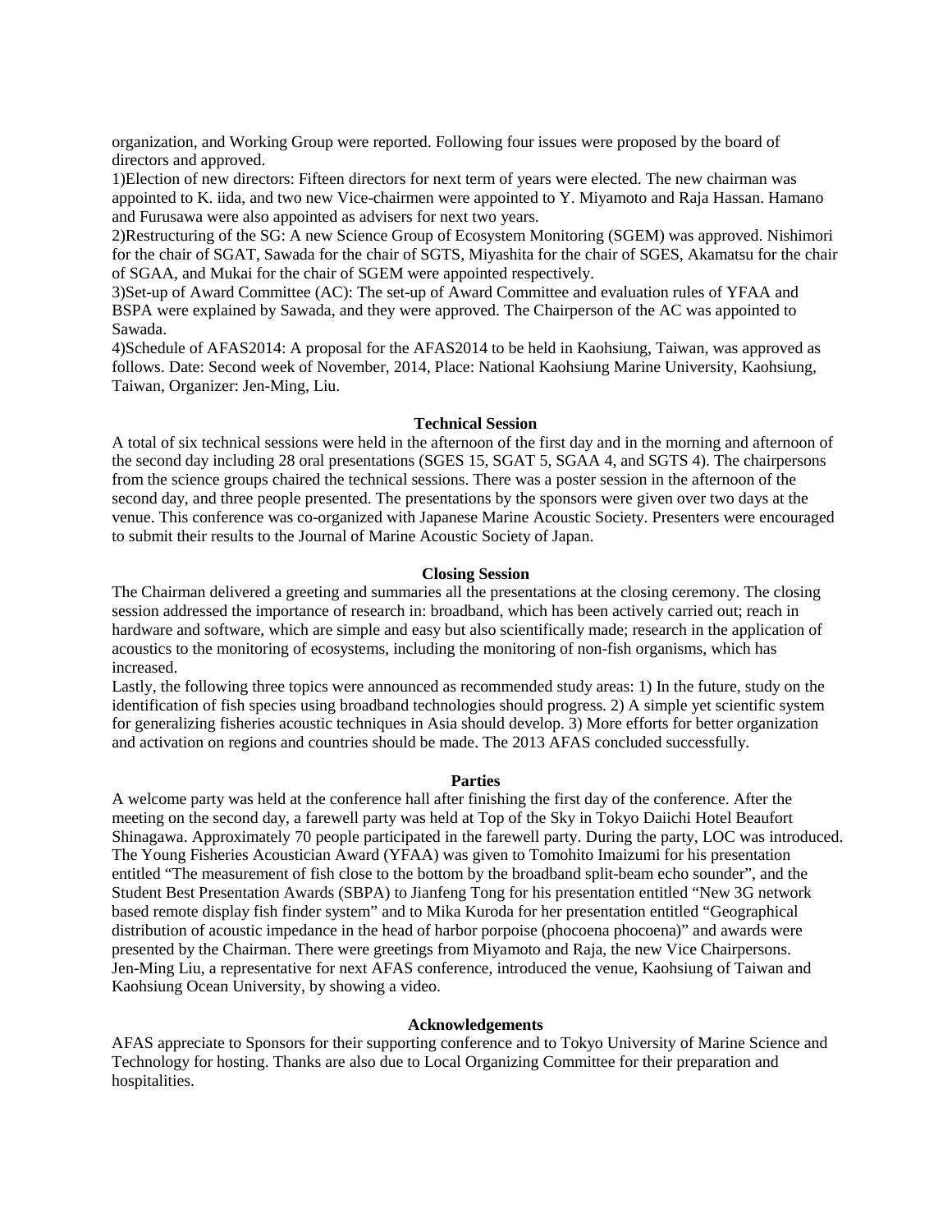organization, and Working Group were reported. Following four issues were proposed by the board of directors and approved.

1)Election of new directors: Fifteen directors for next term of years were elected. The new chairman was appointed to K. iida, and two new Vice-chairmen were appointed to Y. Miyamoto and Raja Hassan. Hamano and Furusawa were also appointed as advisers for next two years.

2)Restructuring of the SG: A new Science Group of Ecosystem Monitoring (SGEM) was approved. Nishimori for the chair of SGAT, Sawada for the chair of SGTS, Miyashita for the chair of SGES, Akamatsu for the chair of SGAA, and Mukai for the chair of SGEM were appointed respectively.

3)Set-up of Award Committee (AC): The set-up of Award Committee and evaluation rules of YFAA and BSPA were explained by Sawada, and they were approved. The Chairperson of the AC was appointed to Sawada.

4)Schedule of AFAS2014: A proposal for the AFAS2014 to be held in Kaohsiung, Taiwan, was approved as follows. Date: Second week of November, 2014, Place: National Kaohsiung Marine University, Kaohsiung, Taiwan, Organizer: Jen-Ming, Liu.

**Technical Session**

A total of six technical sessions were held in the afternoon of the first day and in the morning and afternoon of the second day including 28 oral presentations (SGES 15, SGAT 5, SGAA 4, and SGTS 4). The chairpersons from the science groups chaired the technical sessions. There was a poster session in the afternoon of the second day, and three people presented. The presentations by the sponsors were given over two days at the venue. This conference was co-organized with Japanese Marine Acoustic Society. Presenters were encouraged to submit their results to the Journal of Marine Acoustic Society of Japan.

**Closing Session**

The Chairman delivered a greeting and summaries all the presentations at the closing ceremony. The closing session addressed the importance of research in: broadband, which has been actively carried out; reach in hardware and software, which are simple and easy but also scientifically made; research in the application of acoustics to the monitoring of ecosystems, including the monitoring of non-fish organisms, which has increased.

Lastly, the following three topics were announced as recommended study areas: 1) In the future, study on the identification of fish species using broadband technologies should progress. 2) A simple yet scientific system for generalizing fisheries acoustic techniques in Asia should develop. 3) More efforts for better organization and activation on regions and countries should be made. The 2013 AFAS concluded successfully.

**Parties**

A welcome party was held at the conference hall after finishing the first day of the conference. After the meeting on the second day, a farewell party was held at Top of the Sky in Tokyo Daiichi Hotel Beaufort Shinagawa. Approximately 70 people participated in the farewell party. During the party, LOC was introduced. The Young Fisheries Acoustician Award (YFAA) was given to Tomohito Imaizumi for his presentation entitled "The measurement of fish close to the bottom by the broadband split-beam echo sounder", and the Student Best Presentation Awards (SBPA) to Jianfeng Tong for his presentation entitled "New 3G network based remote display fish finder system" and to Mika Kuroda for her presentation entitled "Geographical distribution of acoustic impedance in the head of harbor porpoise (phocoena phocoena)" and awards were presented by the Chairman. There were greetings from Miyamoto and Raja, the new Vice Chairpersons. Jen-Ming Liu, a representative for next AFAS conference, introduced the venue, Kaohsiung of Taiwan and Kaohsiung Ocean University, by showing a video.

**Acknowledgements**

AFAS appreciate to Sponsors for their supporting conference and to Tokyo University of Marine Science and Technology for hosting. Thanks are also due to Local Organizing Committee for their preparation and hospitalities.